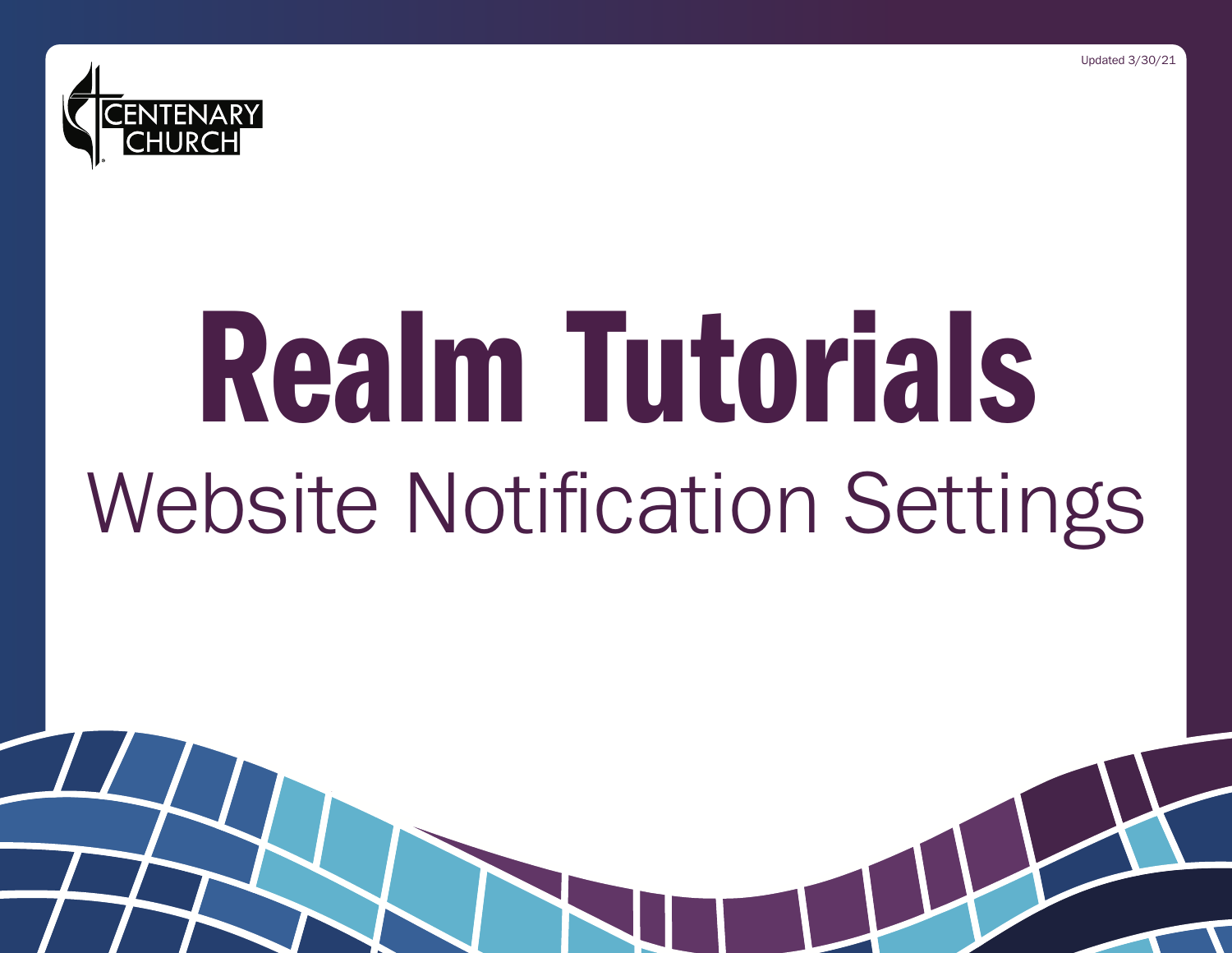Updated 3/30/21

CENTENARY CHURCH

# Realm Tutorials

## Website Notification Settings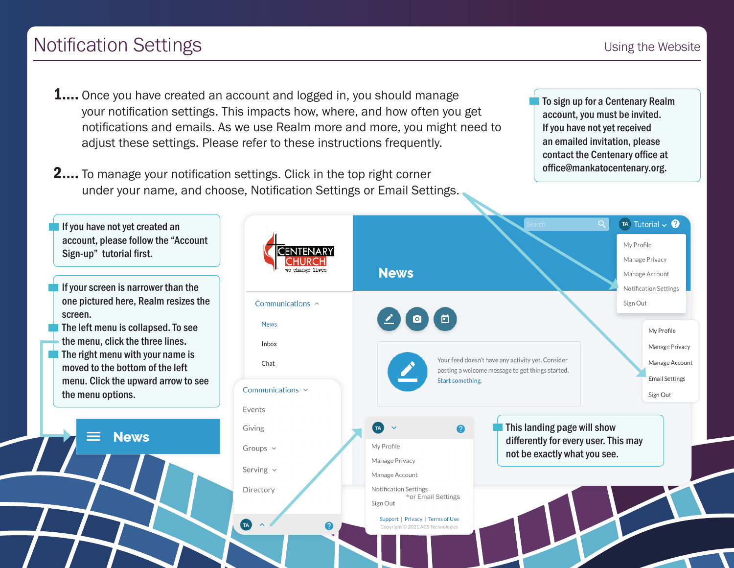# Notification Settings

**1....** Once you have created an account and logged in, you should manage your notification settings. This impacts how, where, and how often you get notifications and emails. As we use Realm more and more, you might need to adjust these settings. Please refer to these instructions frequently.

**2....** To manage your notification settings. Click in the top right corner under your name, and choose, Notification Settings or Email Settings.

To sign up for a Centenary Realm account, you must be invited. If you have not yet received an emailed invitation, please contact the Centenary office at office@mankatocentenary.org.

If you have not yet created an account, please follow the "Account Sign-up" tutorial first.

If your screen is narrower than the one pictured here, Realm resizes the screen.

The left menu is collapsed. To see the menu, click the three lines.

The right menu with your name is moved to the bottom of the left menu. Click the upward arrow to see the menu options.

This landing page will show differently for every user. This may not be exactly what you see.

- My Profile
- Manage Privacy
- Manage Account
- Notification Settings
  *or Email Settings
- Sign Out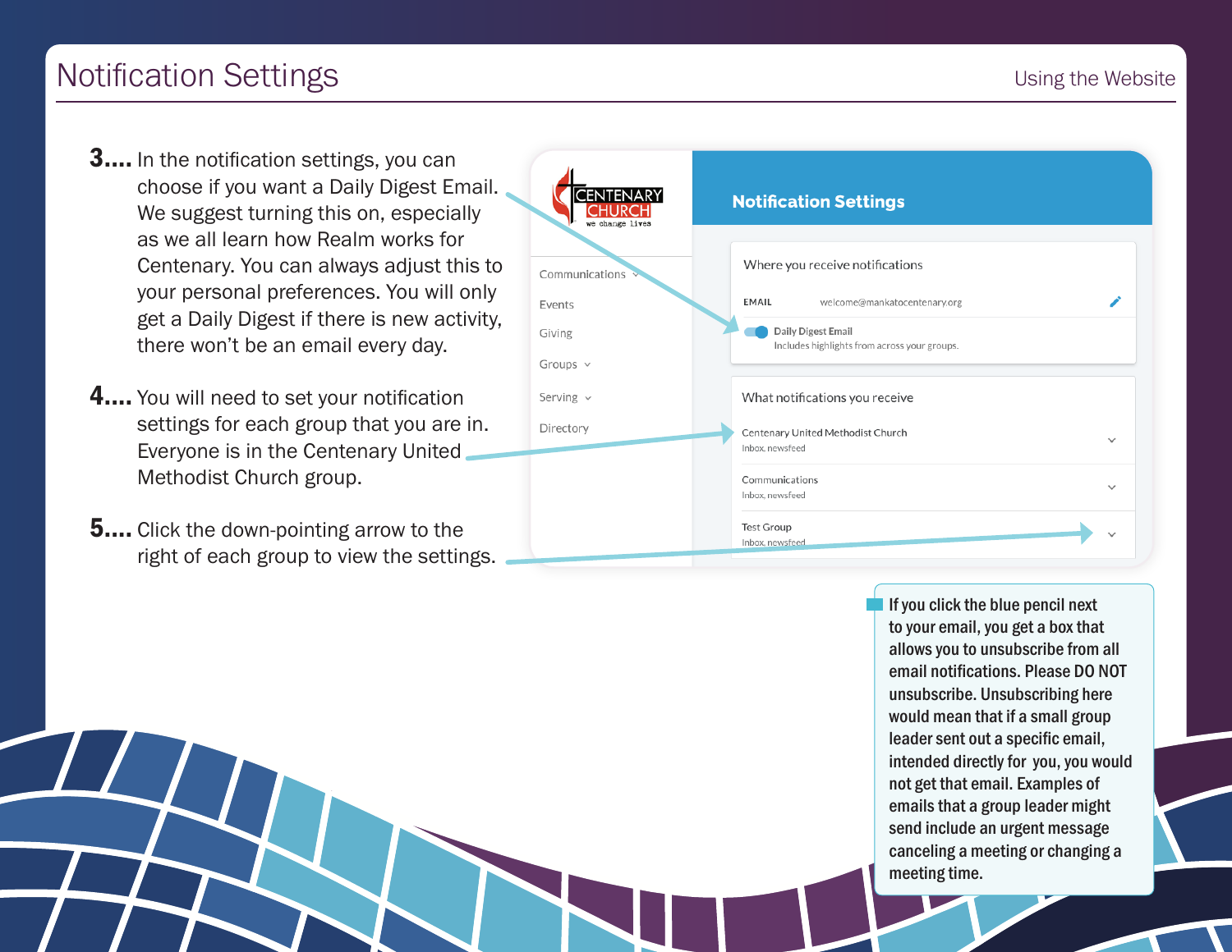# Notification Settings

**3....** In the notification settings, you can choose if you want a Daily Digest Email. We suggest turning this on, especially as we all learn how Realm works for Centenary. You can always adjust this to your personal preferences. You will only get a Daily Digest if there is new activity, there won't be an email every day.

**4....** You will need to set your notification settings for each group that you are in. Everyone is in the Centenary United Methodist Church group.

**5....** Click the down-pointing arrow to the right of each group to view the settings.

If you click the blue pencil next to your email, you get a box that allows you to unsubscribe from all email notifications. Please DO NOT unsubscribe. Unsubscribing here would mean that if a small group leader sent out a specific email, intended directly for you, you would not get that email. Examples of emails that a group leader might send include an urgent message canceling a meeting or changing a meeting time.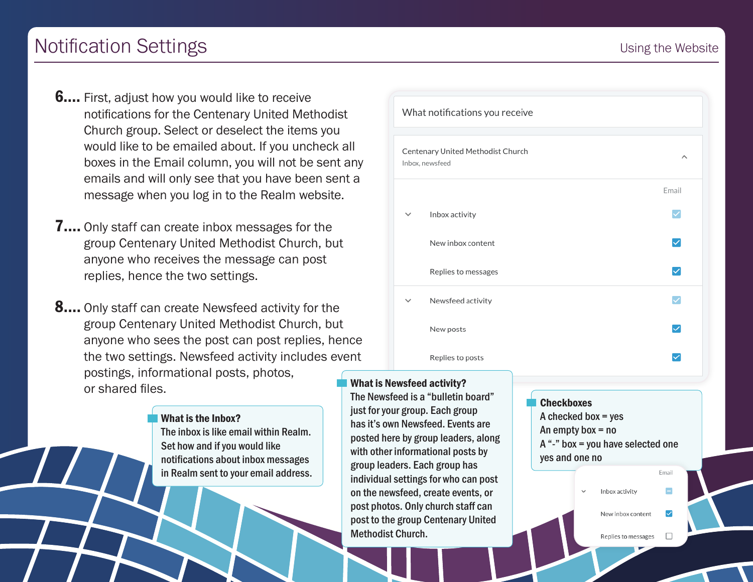# Notification Settings

6.... First, adjust how you would like to receive notifications for the Centenary United Methodist Church group. Select or deselect the items you would like to be emailed about. If you uncheck all boxes in the Email column, you will not be sent any emails and will only see that you have been sent a message when you log in to the Realm website.

7.... Only staff can create inbox messages for the group Centenary United Methodist Church, but anyone who receives the message can post replies, hence the two settings.

8.... Only staff can create Newsfeed activity for the group Centenary United Methodist Church, but anyone who sees the post can post replies, hence the two settings. Newsfeed activity includes event postings, informational posts, photos, or shared files.

What notifications you receive

Centenary United Methodist Church
Inbox, newsfeed

| | Email |
|---|---|
| Inbox activity | ☑ |
| New inbox content | ☑ |
| Replies to messages | ☑ |
| Newsfeed activity | ☑ |
| New posts | ☑ |
| Replies to posts | ☑ |

### What is the Inbox?

The inbox is like email within Realm. Set how and if you would like notifications about inbox messages in Realm sent to your email address.

### What is Newsfeed activity?

The Newsfeed is a "bulletin board" just for your group. Each group has it's own Newsfeed. Events are posted here by group leaders, along with other informational posts by group leaders. Each group has individual settings for who can post on the newsfeed, create events, or post photos. Only church staff can post to the group Centenary United Methodist Church.

### Checkboxes

A checked box = yes
An empty box = no
A "-" box = you have selected one yes and one no

| | Email |
|---|---|
| Inbox activity | ⊟ |
| New inbox content | ☑ |
| Replies to messages | ☐ |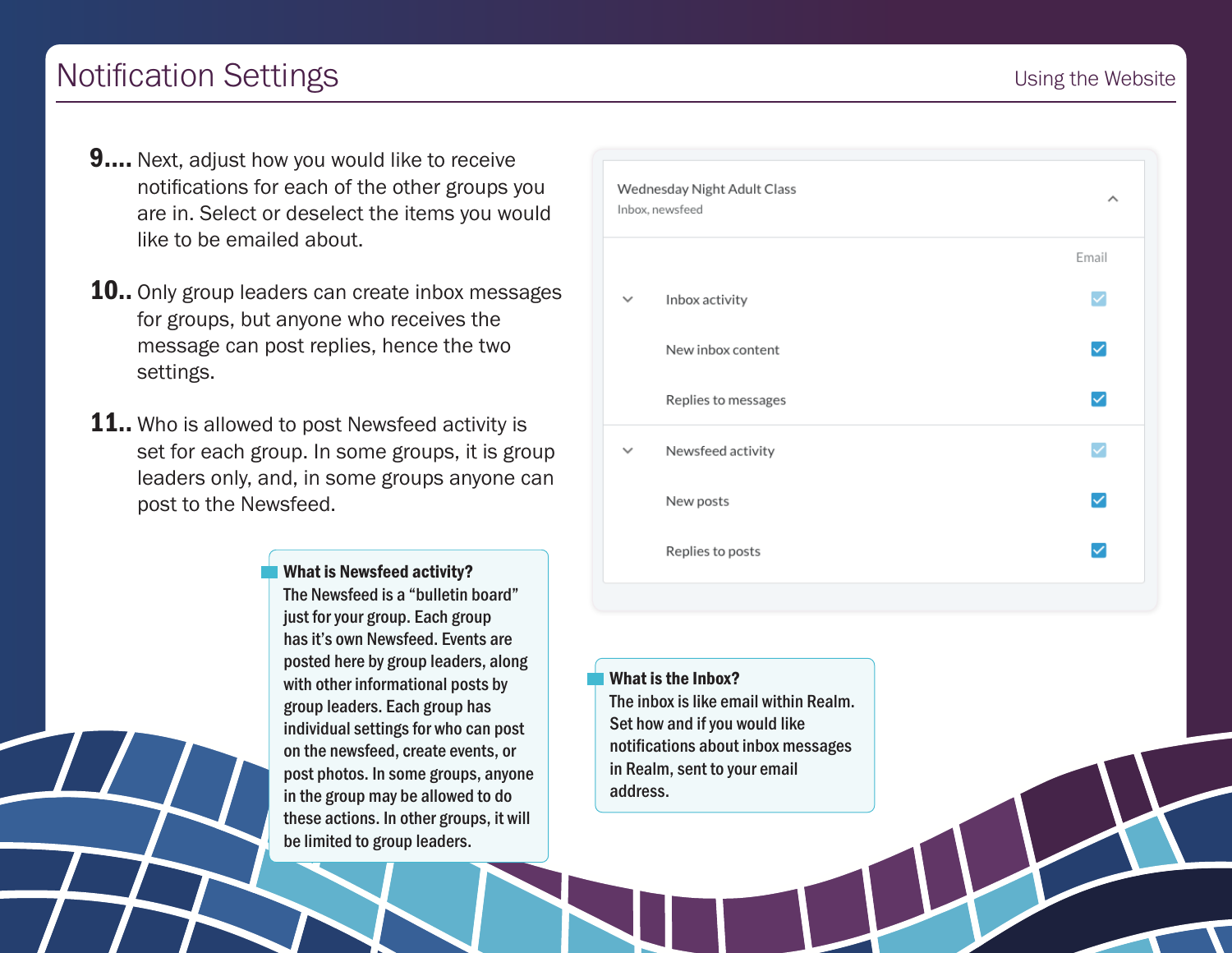# Notification Settings

9.... Next, adjust how you would like to receive notifications for each of the other groups you are in. Select or deselect the items you would like to be emailed about.

10.. Only group leaders can create inbox messages for groups, but anyone who receives the message can post replies, hence the two settings.

11.. Who is allowed to post Newsfeed activity is set for each group. In some groups, it is group leaders only, and, in some groups anyone can post to the Newsfeed.

Wednesday Night Adult Class
Inbox, newsfeed

| | Email |
|---|---|
| Inbox activity | ☑ |
| New inbox content | ☑ |
| Replies to messages | ☑ |
| Newsfeed activity | ☑ |
| New posts | ☑ |
| Replies to posts | ☑ |

**What is Newsfeed activity?**
The Newsfeed is a "bulletin board" just for your group. Each group has it's own Newsfeed. Events are posted here by group leaders, along with other informational posts by group leaders. Each group has individual settings for who can post on the newsfeed, create events, or post photos. In some groups, anyone in the group may be allowed to do these actions. In other groups, it will be limited to group leaders.

**What is the Inbox?**
The inbox is like email within Realm. Set how and if you would like notifications about inbox messages in Realm, sent to your email address.